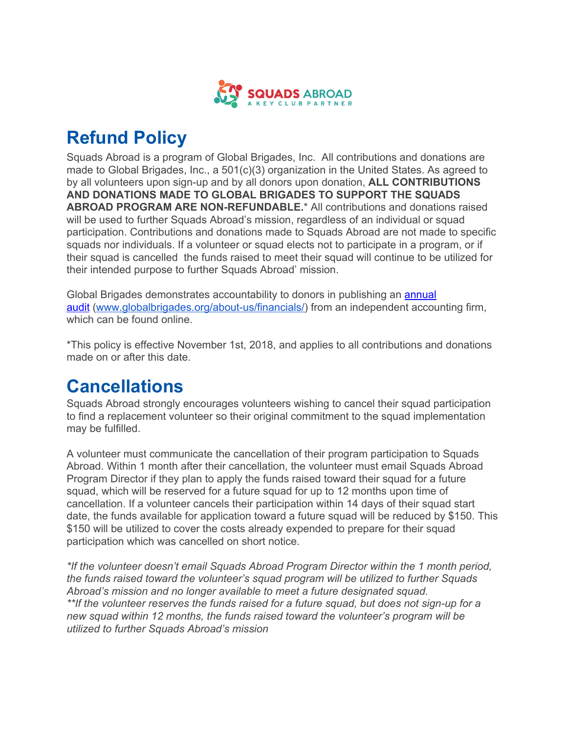SQUADS ABROAD
A KEY CLUB PARTNER

# Refund Policy

Squads Abroad is a program of Global Brigades, Inc. All contributions and donations are made to Global Brigades, Inc., a 501(c)(3) organization in the United States. As agreed to by all volunteers upon sign-up and by all donors upon donation, **ALL CONTRIBUTIONS AND DONATIONS MADE TO GLOBAL BRIGADES TO SUPPORT THE SQUADS ABROAD PROGRAM ARE NON-REFUNDABLE.*** All contributions and donations raised will be used to further Squads Abroad's mission, regardless of an individual or squad participation. Contributions and donations made to Squads Abroad are not made to specific squads nor individuals. If a volunteer or squad elects not to participate in a program, or if their squad is cancelled the funds raised to meet their squad will continue to be utilized for their intended purpose to further Squads Abroad' mission.

Global Brigades demonstrates accountability to donors in publishing an [annual audit](www.globalbrigades.org/about-us/financials/) (www.globalbrigades.org/about-us/financials/) from an independent accounting firm, which can be found online.

*This policy is effective November 1st, 2018, and applies to all contributions and donations made on or after this date.

# Cancellations

Squads Abroad strongly encourages volunteers wishing to cancel their squad participation to find a replacement volunteer so their original commitment to the squad implementation may be fulfilled.

A volunteer must communicate the cancellation of their program participation to Squads Abroad. Within 1 month after their cancellation, the volunteer must email Squads Abroad Program Director if they plan to apply the funds raised toward their squad for a future squad, which will be reserved for a future squad for up to 12 months upon time of cancellation. If a volunteer cancels their participation within 14 days of their squad start date, the funds available for application toward a future squad will be reduced by $150. This $150 will be utilized to cover the costs already expended to prepare for their squad participation which was cancelled on short notice.

*\*If the volunteer doesn't email Squads Abroad Program Director within the 1 month period, the funds raised toward the volunteer's squad program will be utilized to further Squads Abroad's mission and no longer available to meet a future designated squad.*
*\*\*If the volunteer reserves the funds raised for a future squad, but does not sign-up for a new squad within 12 months, the funds raised toward the volunteer's program will be utilized to further Squads Abroad's mission*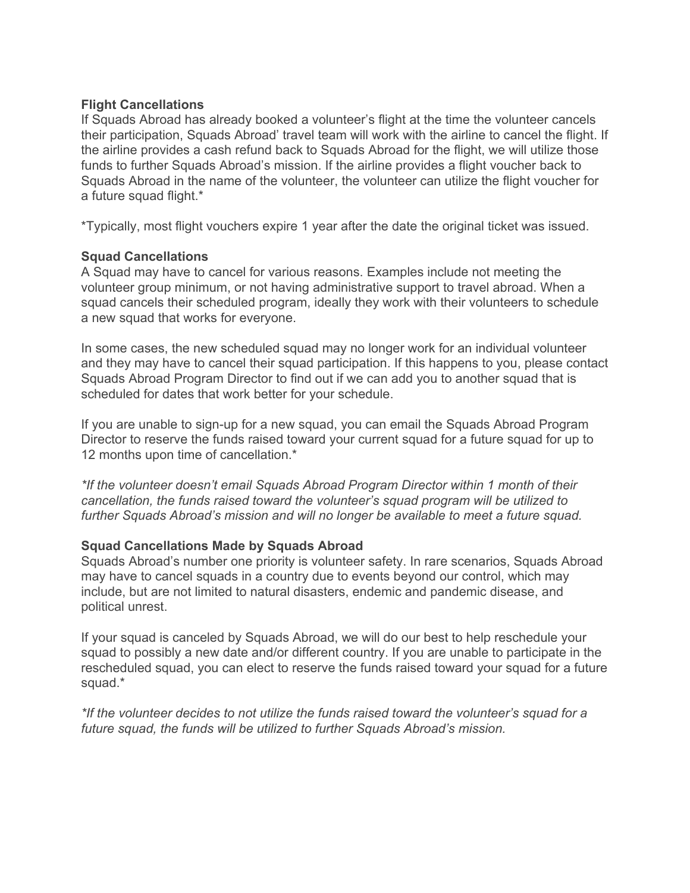**Flight Cancellations**

If Squads Abroad has already booked a volunteer's flight at the time the volunteer cancels their participation, Squads Abroad' travel team will work with the airline to cancel the flight. If the airline provides a cash refund back to Squads Abroad for the flight, we will utilize those funds to further Squads Abroad's mission. If the airline provides a flight voucher back to Squads Abroad in the name of the volunteer, the volunteer can utilize the flight voucher for a future squad flight.*

*Typically, most flight vouchers expire 1 year after the date the original ticket was issued.

**Squad Cancellations**

A Squad may have to cancel for various reasons. Examples include not meeting the volunteer group minimum, or not having administrative support to travel abroad. When a squad cancels their scheduled program, ideally they work with their volunteers to schedule a new squad that works for everyone.

In some cases, the new scheduled squad may no longer work for an individual volunteer and they may have to cancel their squad participation. If this happens to you, please contact Squads Abroad Program Director to find out if we can add you to another squad that is scheduled for dates that work better for your schedule.

If you are unable to sign-up for a new squad, you can email the Squads Abroad Program Director to reserve the funds raised toward your current squad for a future squad for up to 12 months upon time of cancellation.*

*\*If the volunteer doesn't email Squads Abroad Program Director within 1 month of their cancellation, the funds raised toward the volunteer's squad program will be utilized to further Squads Abroad's mission and will no longer be available to meet a future squad.*

**Squad Cancellations Made by Squads Abroad**

Squads Abroad's number one priority is volunteer safety. In rare scenarios, Squads Abroad may have to cancel squads in a country due to events beyond our control, which may include, but are not limited to natural disasters, endemic and pandemic disease, and political unrest.

If your squad is canceled by Squads Abroad, we will do our best to help reschedule your squad to possibly a new date and/or different country. If you are unable to participate in the rescheduled squad, you can elect to reserve the funds raised toward your squad for a future squad.*

*\*If the volunteer decides to not utilize the funds raised toward the volunteer's squad for a future squad, the funds will be utilized to further Squads Abroad's mission.*